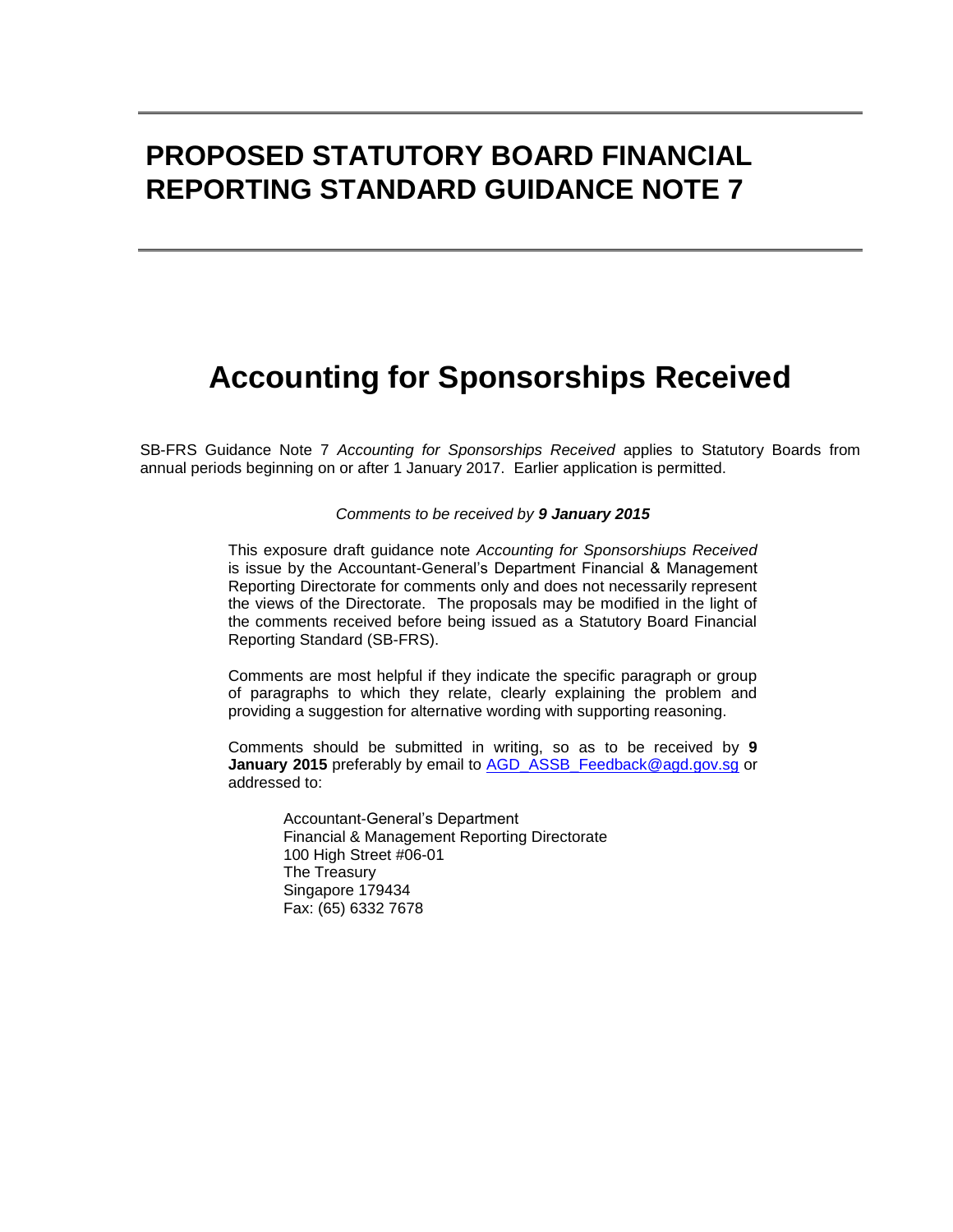# PROPOSED STATUTORY BOARD FINANCIAL REPORTING STANDARD GUIDANCE NOTE 7

# Accounting for Sponsorships Received

SB-FRS Guidance Note 7 *Accounting for Sponsorships Received* applies to Statutory Boards from annual periods beginning on or after 1 January 2017. Earlier application is permitted.

*Comments to be received by **9 January 2015***

This exposure draft guidance note *Accounting for Sponsorshiups Received* is issue by the Accountant-General's Department Financial & Management Reporting Directorate for comments only and does not necessarily represent the views of the Directorate. The proposals may be modified in the light of the comments received before being issued as a Statutory Board Financial Reporting Standard (SB-FRS).

Comments are most helpful if they indicate the specific paragraph or group of paragraphs to which they relate, clearly explaining the problem and providing a suggestion for alternative wording with supporting reasoning.

Comments should be submitted in writing, so as to be received by **9 January 2015** preferably by email to AGD_ASSB_Feedback@agd.gov.sg or addressed to:

Accountant-General's Department
Financial & Management Reporting Directorate
100 High Street #06-01
The Treasury
Singapore 179434
Fax: (65) 6332 7678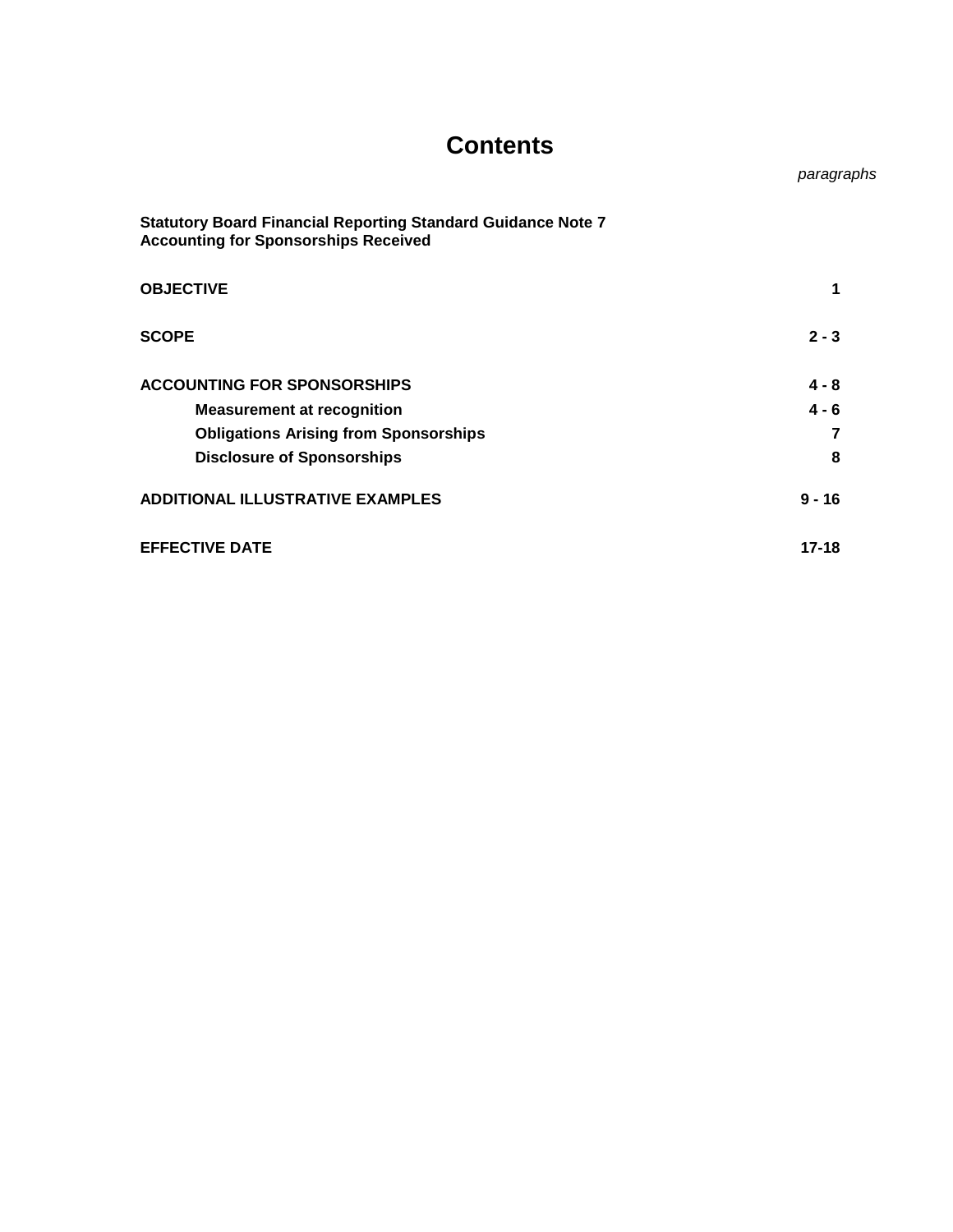# Contents

| | *paragraphs* |
|---|---|
| **Statutory Board Financial Reporting Standard Guidance Note 7**<br>**Accounting for Sponsorships Received** | |
| **OBJECTIVE** | **1** |
| **SCOPE** | **2 - 3** |
| **ACCOUNTING FOR SPONSORSHIPS** | **4 - 8** |
| &nbsp;&nbsp;&nbsp;&nbsp;**Measurement at recognition** | **4 - 6** |
| &nbsp;&nbsp;&nbsp;&nbsp;**Obligations Arising from Sponsorships** | **7** |
| &nbsp;&nbsp;&nbsp;&nbsp;**Disclosure of Sponsorships** | **8** |
| **ADDITIONAL ILLUSTRATIVE EXAMPLES** | **9 - 16** |
| **EFFECTIVE DATE** | **17-18** |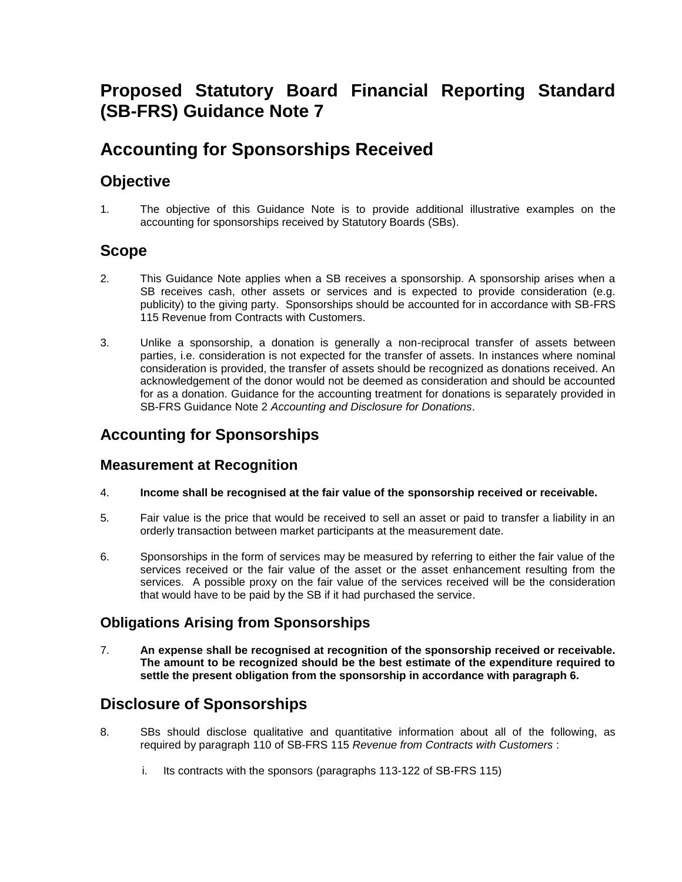# Proposed Statutory Board Financial Reporting Standard (SB-FRS) Guidance Note 7

# Accounting for Sponsorships Received

## Objective

1. The objective of this Guidance Note is to provide additional illustrative examples on the accounting for sponsorships received by Statutory Boards (SBs).

## Scope

2. This Guidance Note applies when a SB receives a sponsorship. A sponsorship arises when a SB receives cash, other assets or services and is expected to provide consideration (e.g. publicity) to the giving party. Sponsorships should be accounted for in accordance with SB-FRS 115 Revenue from Contracts with Customers.

3. Unlike a sponsorship, a donation is generally a non-reciprocal transfer of assets between parties, i.e. consideration is not expected for the transfer of assets. In instances where nominal consideration is provided, the transfer of assets should be recognized as donations received. An acknowledgement of the donor would not be deemed as consideration and should be accounted for as a donation. Guidance for the accounting treatment for donations is separately provided in SB-FRS Guidance Note 2 *Accounting and Disclosure for Donations*.

## Accounting for Sponsorships

### Measurement at Recognition

4. **Income shall be recognised at the fair value of the sponsorship received or receivable.**

5. Fair value is the price that would be received to sell an asset or paid to transfer a liability in an orderly transaction between market participants at the measurement date.

6. Sponsorships in the form of services may be measured by referring to either the fair value of the services received or the fair value of the asset or the asset enhancement resulting from the services. A possible proxy on the fair value of the services received will be the consideration that would have to be paid by the SB if it had purchased the service.

### Obligations Arising from Sponsorships

7. **An expense shall be recognised at recognition of the sponsorship received or receivable. The amount to be recognized should be the best estimate of the expenditure required to settle the present obligation from the sponsorship in accordance with paragraph 6.**

## Disclosure of Sponsorships

8. SBs should disclose qualitative and quantitative information about all of the following, as required by paragraph 110 of SB-FRS 115 *Revenue from Contracts with Customers* :

   i. Its contracts with the sponsors (paragraphs 113-122 of SB-FRS 115)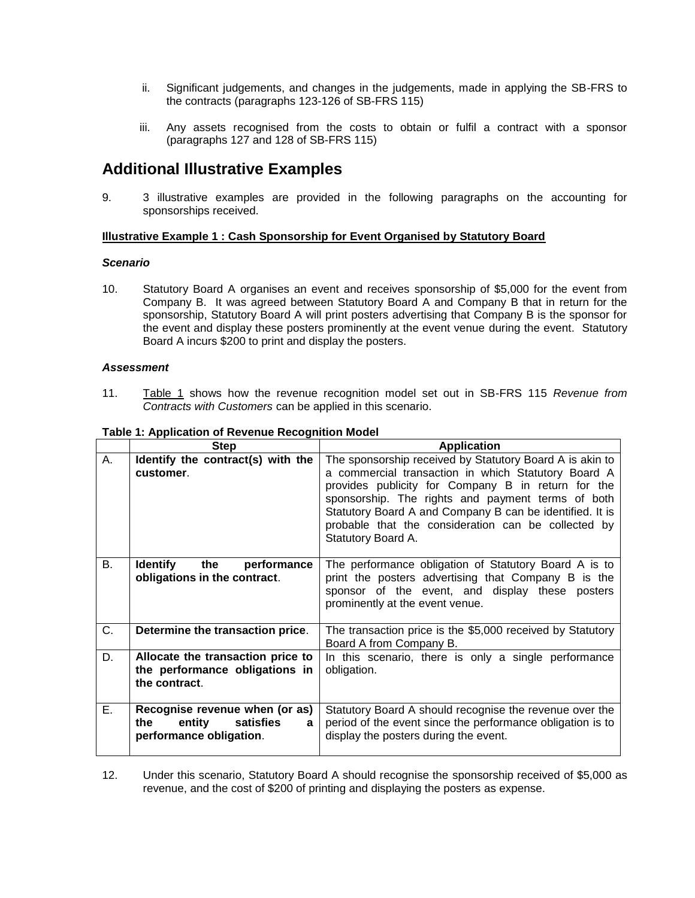ii. Significant judgements, and changes in the judgements, made in applying the SB-FRS to the contracts (paragraphs 123-126 of SB-FRS 115)

iii. Any assets recognised from the costs to obtain or fulfil a contract with a sponsor (paragraphs 127 and 128 of SB-FRS 115)

## Additional Illustrative Examples

9. 3 illustrative examples are provided in the following paragraphs on the accounting for sponsorships received.

**Illustrative Example 1 : Cash Sponsorship for Event Organised by Statutory Board**

***Scenario***

10. Statutory Board A organises an event and receives sponsorship of $5,000 for the event from Company B. It was agreed between Statutory Board A and Company B that in return for the sponsorship, Statutory Board A will print posters advertising that Company B is the sponsor for the event and display these posters prominently at the event venue during the event. Statutory Board A incurs $200 to print and display the posters.

***Assessment***

11. Table 1 shows how the revenue recognition model set out in SB-FRS 115 *Revenue from Contracts with Customers* can be applied in this scenario.

**Table 1: Application of Revenue Recognition Model**

| | Step | Application |
|---|---|---|
| A. | **Identify the contract(s) with the customer**. | The sponsorship received by Statutory Board A is akin to a commercial transaction in which Statutory Board A provides publicity for Company B in return for the sponsorship. The rights and payment terms of both Statutory Board A and Company B can be identified. It is probable that the consideration can be collected by Statutory Board A. |
| B. | **Identify the performance obligations in the contract**. | The performance obligation of Statutory Board A is to print the posters advertising that Company B is the sponsor of the event, and display these posters prominently at the event venue. |
| C. | **Determine the transaction price**. | The transaction price is the $5,000 received by Statutory Board A from Company B. |
| D. | **Allocate the transaction price to the performance obligations in the contract**. | In this scenario, there is only a single performance obligation. |
| E. | **Recognise revenue when (or as) the entity satisfies a performance obligation**. | Statutory Board A should recognise the revenue over the period of the event since the performance obligation is to display the posters during the event. |

12. Under this scenario, Statutory Board A should recognise the sponsorship received of $5,000 as revenue, and the cost of $200 of printing and displaying the posters as expense.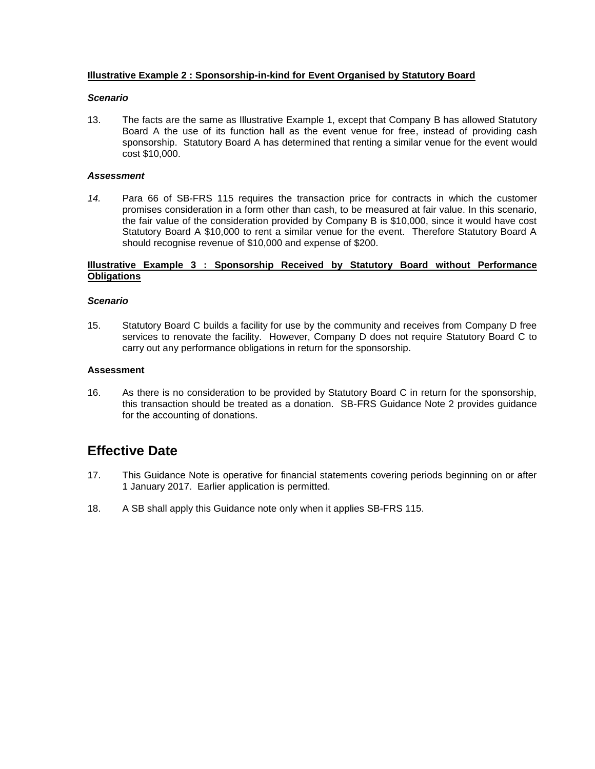**<u>Illustrative Example 2 : Sponsorship-in-kind for Event Organised by Statutory Board</u>**

***Scenario***

13. The facts are the same as Illustrative Example 1, except that Company B has allowed Statutory Board A the use of its function hall as the event venue for free, instead of providing cash sponsorship. Statutory Board A has determined that renting a similar venue for the event would cost $10,000.

***Assessment***

*14.* Para 66 of SB-FRS 115 requires the transaction price for contracts in which the customer promises consideration in a form other than cash, to be measured at fair value. In this scenario, the fair value of the consideration provided by Company B is $10,000, since it would have cost Statutory Board A $10,000 to rent a similar venue for the event. Therefore Statutory Board A should recognise revenue of $10,000 and expense of $200.

**<u>Illustrative Example 3 : Sponsorship Received by Statutory Board without Performance Obligations</u>**

***Scenario***

15. Statutory Board C builds a facility for use by the community and receives from Company D free services to renovate the facility. However, Company D does not require Statutory Board C to carry out any performance obligations in return for the sponsorship.

**Assessment**

16. As there is no consideration to be provided by Statutory Board C in return for the sponsorship, this transaction should be treated as a donation. SB-FRS Guidance Note 2 provides guidance for the accounting of donations.

## Effective Date

17. This Guidance Note is operative for financial statements covering periods beginning on or after 1 January 2017. Earlier application is permitted.

18. A SB shall apply this Guidance note only when it applies SB-FRS 115.